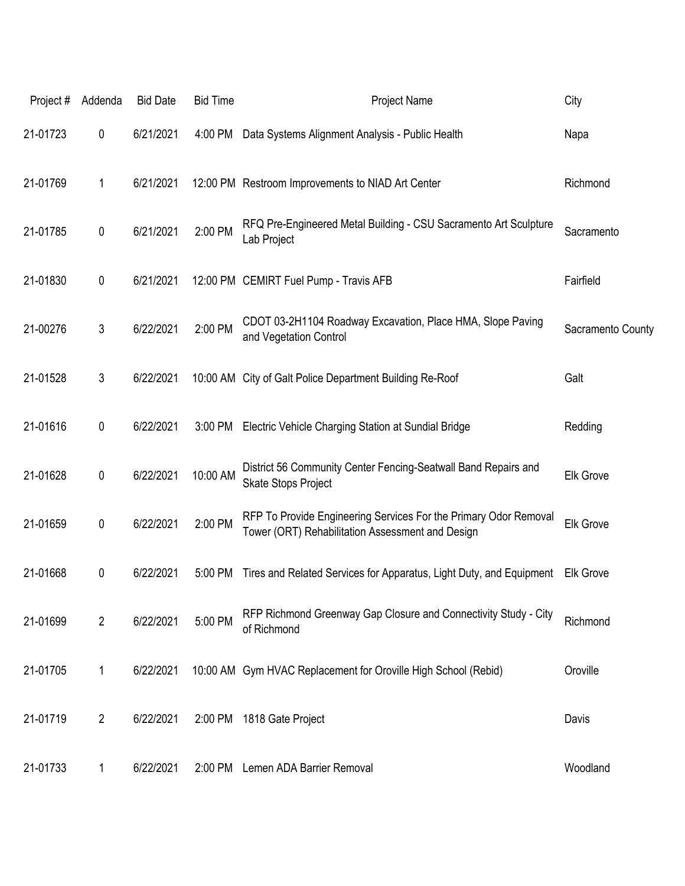| Project # | Addenda | Bid Date | Bid Time | Project Name | City |
|---|---|---|---|---|---|
| 21-01723 | 0 | 6/21/2021 | 4:00 PM | Data Systems Alignment Analysis - Public Health | Napa |
| 21-01769 | 1 | 6/21/2021 | 12:00 PM | Restroom Improvements to NIAD Art Center | Richmond |
| 21-01785 | 0 | 6/21/2021 | 2:00 PM | RFQ Pre-Engineered Metal Building - CSU Sacramento Art Sculpture Lab Project | Sacramento |
| 21-01830 | 0 | 6/21/2021 | 12:00 PM | CEMIRT Fuel Pump - Travis AFB | Fairfield |
| 21-00276 | 3 | 6/22/2021 | 2:00 PM | CDOT 03-2H1104 Roadway Excavation, Place HMA, Slope Paving and Vegetation Control | Sacramento County |
| 21-01528 | 3 | 6/22/2021 | 10:00 AM | City of Galt Police Department Building Re-Roof | Galt |
| 21-01616 | 0 | 6/22/2021 | 3:00 PM | Electric Vehicle Charging Station at Sundial Bridge | Redding |
| 21-01628 | 0 | 6/22/2021 | 10:00 AM | District 56 Community Center Fencing-Seatwall Band Repairs and Skate Stops Project | Elk Grove |
| 21-01659 | 0 | 6/22/2021 | 2:00 PM | RFP To Provide Engineering Services For the Primary Odor Removal Tower (ORT) Rehabilitation Assessment and Design | Elk Grove |
| 21-01668 | 0 | 6/22/2021 | 5:00 PM | Tires and Related Services for Apparatus, Light Duty, and Equipment | Elk Grove |
| 21-01699 | 2 | 6/22/2021 | 5:00 PM | RFP Richmond Greenway Gap Closure and Connectivity Study - City of Richmond | Richmond |
| 21-01705 | 1 | 6/22/2021 | 10:00 AM | Gym HVAC Replacement for Oroville High School (Rebid) | Oroville |
| 21-01719 | 2 | 6/22/2021 | 2:00 PM | 1818 Gate Project | Davis |
| 21-01733 | 1 | 6/22/2021 | 2:00 PM | Lemen ADA Barrier Removal | Woodland |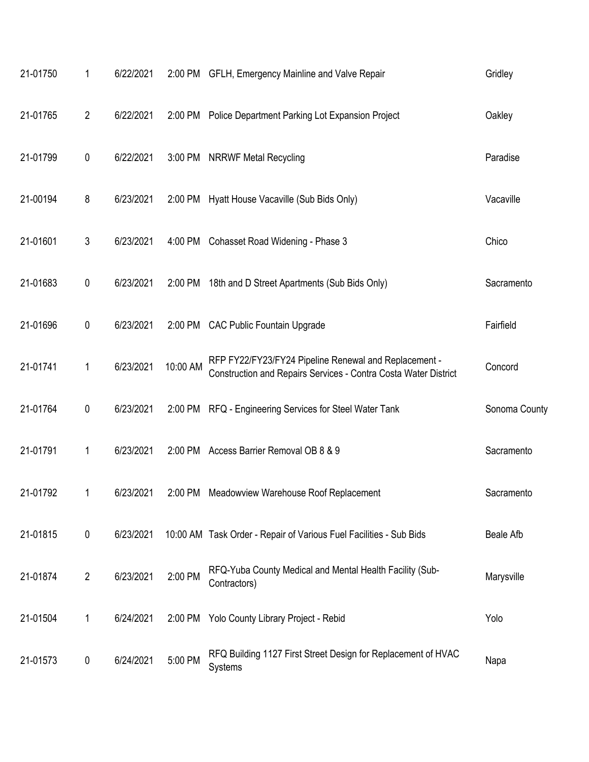| | | | | | |
|---|---|---|---|---|---|
| 21-01750 | 1 | 6/22/2021 | 2:00 PM | GFLH, Emergency Mainline and Valve Repair | Gridley |
| 21-01765 | 2 | 6/22/2021 | 2:00 PM | Police Department Parking Lot Expansion Project | Oakley |
| 21-01799 | 0 | 6/22/2021 | 3:00 PM | NRRWF Metal Recycling | Paradise |
| 21-00194 | 8 | 6/23/2021 | 2:00 PM | Hyatt House Vacaville (Sub Bids Only) | Vacaville |
| 21-01601 | 3 | 6/23/2021 | 4:00 PM | Cohasset Road Widening - Phase 3 | Chico |
| 21-01683 | 0 | 6/23/2021 | 2:00 PM | 18th and D Street Apartments (Sub Bids Only) | Sacramento |
| 21-01696 | 0 | 6/23/2021 | 2:00 PM | CAC Public Fountain Upgrade | Fairfield |
| 21-01741 | 1 | 6/23/2021 | 10:00 AM | RFP FY22/FY23/FY24 Pipeline Renewal and Replacement - Construction and Repairs Services - Contra Costa Water District | Concord |
| 21-01764 | 0 | 6/23/2021 | 2:00 PM | RFQ - Engineering Services for Steel Water Tank | Sonoma County |
| 21-01791 | 1 | 6/23/2021 | 2:00 PM | Access Barrier Removal OB 8 & 9 | Sacramento |
| 21-01792 | 1 | 6/23/2021 | 2:00 PM | Meadowview Warehouse Roof Replacement | Sacramento |
| 21-01815 | 0 | 6/23/2021 | 10:00 AM | Task Order - Repair of Various Fuel Facilities - Sub Bids | Beale Afb |
| 21-01874 | 2 | 6/23/2021 | 2:00 PM | RFQ-Yuba County Medical and Mental Health Facility (Sub-Contractors) | Marysville |
| 21-01504 | 1 | 6/24/2021 | 2:00 PM | Yolo County Library Project - Rebid | Yolo |
| 21-01573 | 0 | 6/24/2021 | 5:00 PM | RFQ Building 1127 First Street Design for Replacement of HVAC Systems | Napa |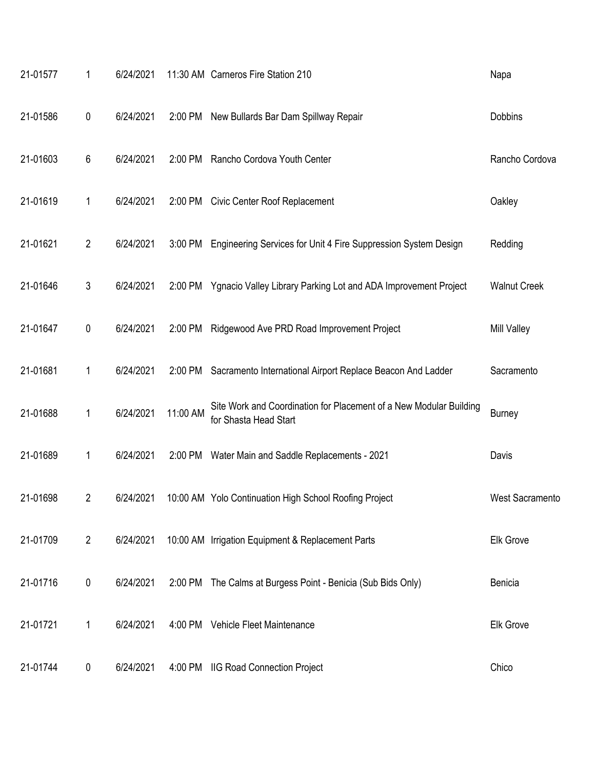| | | | | | |
|---|---|---|---|---|---|
| 21-01577 | 1 | 6/24/2021 | 11:30 AM | Carneros Fire Station 210 | Napa |
| 21-01586 | 0 | 6/24/2021 | 2:00 PM | New Bullards Bar Dam Spillway Repair | Dobbins |
| 21-01603 | 6 | 6/24/2021 | 2:00 PM | Rancho Cordova Youth Center | Rancho Cordova |
| 21-01619 | 1 | 6/24/2021 | 2:00 PM | Civic Center Roof Replacement | Oakley |
| 21-01621 | 2 | 6/24/2021 | 3:00 PM | Engineering Services for Unit 4 Fire Suppression System Design | Redding |
| 21-01646 | 3 | 6/24/2021 | 2:00 PM | Ygnacio Valley Library Parking Lot and ADA Improvement Project | Walnut Creek |
| 21-01647 | 0 | 6/24/2021 | 2:00 PM | Ridgewood Ave PRD Road Improvement Project | Mill Valley |
| 21-01681 | 1 | 6/24/2021 | 2:00 PM | Sacramento International Airport Replace Beacon And Ladder | Sacramento |
| 21-01688 | 1 | 6/24/2021 | 11:00 AM | Site Work and Coordination for Placement of a New Modular Building for Shasta Head Start | Burney |
| 21-01689 | 1 | 6/24/2021 | 2:00 PM | Water Main and Saddle Replacements - 2021 | Davis |
| 21-01698 | 2 | 6/24/2021 | 10:00 AM | Yolo Continuation High School Roofing Project | West Sacramento |
| 21-01709 | 2 | 6/24/2021 | 10:00 AM | Irrigation Equipment & Replacement Parts | Elk Grove |
| 21-01716 | 0 | 6/24/2021 | 2:00 PM | The Calms at Burgess Point - Benicia (Sub Bids Only) | Benicia |
| 21-01721 | 1 | 6/24/2021 | 4:00 PM | Vehicle Fleet Maintenance | Elk Grove |
| 21-01744 | 0 | 6/24/2021 | 4:00 PM | IIG Road Connection Project | Chico |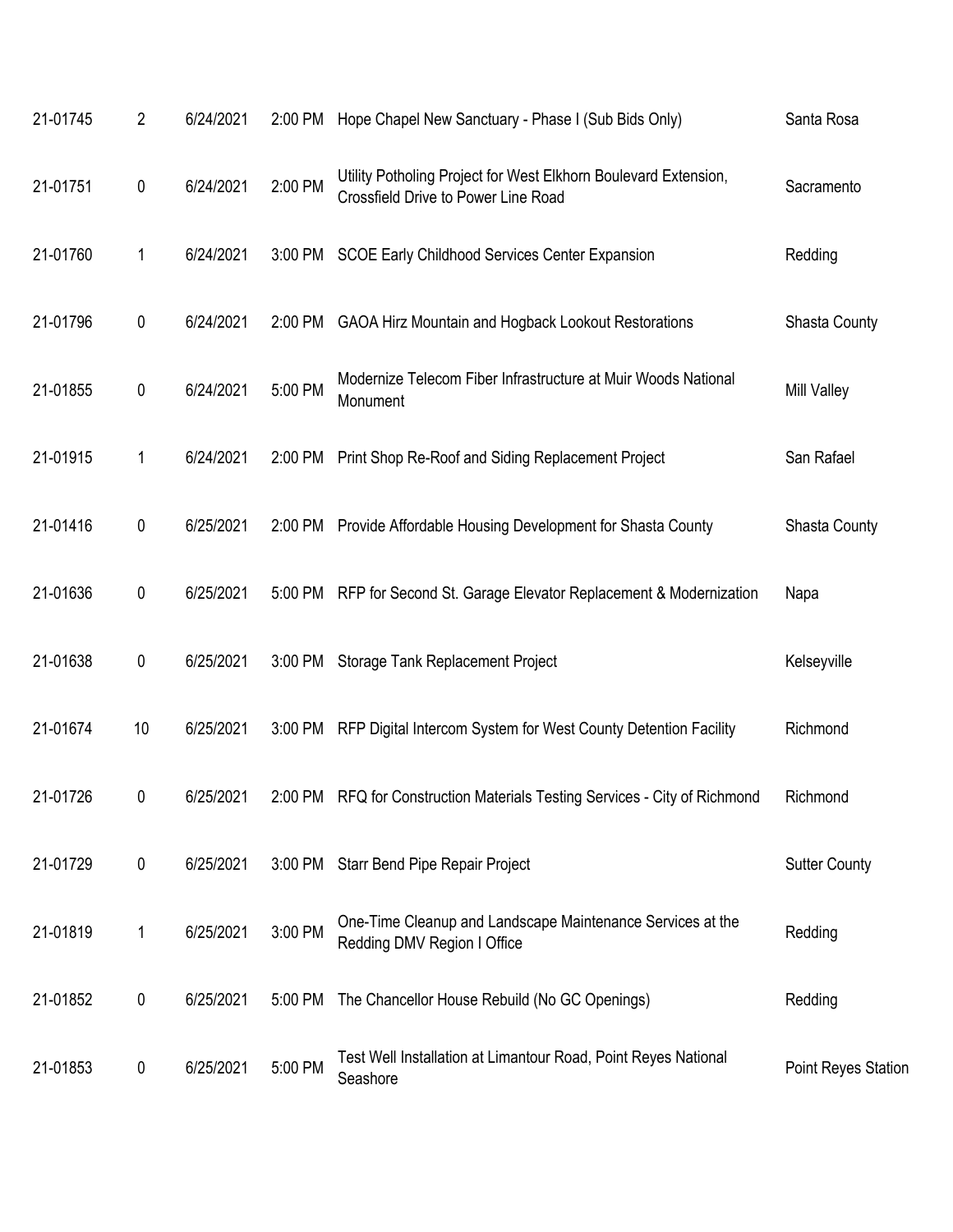| | | | | | |
|---|---|---|---|---|---|
| 21-01745 | 2 | 6/24/2021 | 2:00 PM | Hope Chapel New Sanctuary - Phase I (Sub Bids Only) | Santa Rosa |
| 21-01751 | 0 | 6/24/2021 | 2:00 PM | Utility Potholing Project for West Elkhorn Boulevard Extension, Crossfield Drive to Power Line Road | Sacramento |
| 21-01760 | 1 | 6/24/2021 | 3:00 PM | SCOE Early Childhood Services Center Expansion | Redding |
| 21-01796 | 0 | 6/24/2021 | 2:00 PM | GAOA Hirz Mountain and Hogback Lookout Restorations | Shasta County |
| 21-01855 | 0 | 6/24/2021 | 5:00 PM | Modernize Telecom Fiber Infrastructure at Muir Woods National Monument | Mill Valley |
| 21-01915 | 1 | 6/24/2021 | 2:00 PM | Print Shop Re-Roof and Siding Replacement Project | San Rafael |
| 21-01416 | 0 | 6/25/2021 | 2:00 PM | Provide Affordable Housing Development for Shasta County | Shasta County |
| 21-01636 | 0 | 6/25/2021 | 5:00 PM | RFP for Second St. Garage Elevator Replacement & Modernization | Napa |
| 21-01638 | 0 | 6/25/2021 | 3:00 PM | Storage Tank Replacement Project | Kelseyville |
| 21-01674 | 10 | 6/25/2021 | 3:00 PM | RFP Digital Intercom System for West County Detention Facility | Richmond |
| 21-01726 | 0 | 6/25/2021 | 2:00 PM | RFQ for Construction Materials Testing Services - City of Richmond | Richmond |
| 21-01729 | 0 | 6/25/2021 | 3:00 PM | Starr Bend Pipe Repair Project | Sutter County |
| 21-01819 | 1 | 6/25/2021 | 3:00 PM | One-Time Cleanup and Landscape Maintenance Services at the Redding DMV Region I Office | Redding |
| 21-01852 | 0 | 6/25/2021 | 5:00 PM | The Chancellor House Rebuild (No GC Openings) | Redding |
| 21-01853 | 0 | 6/25/2021 | 5:00 PM | Test Well Installation at Limantour Road, Point Reyes National Seashore | Point Reyes Station |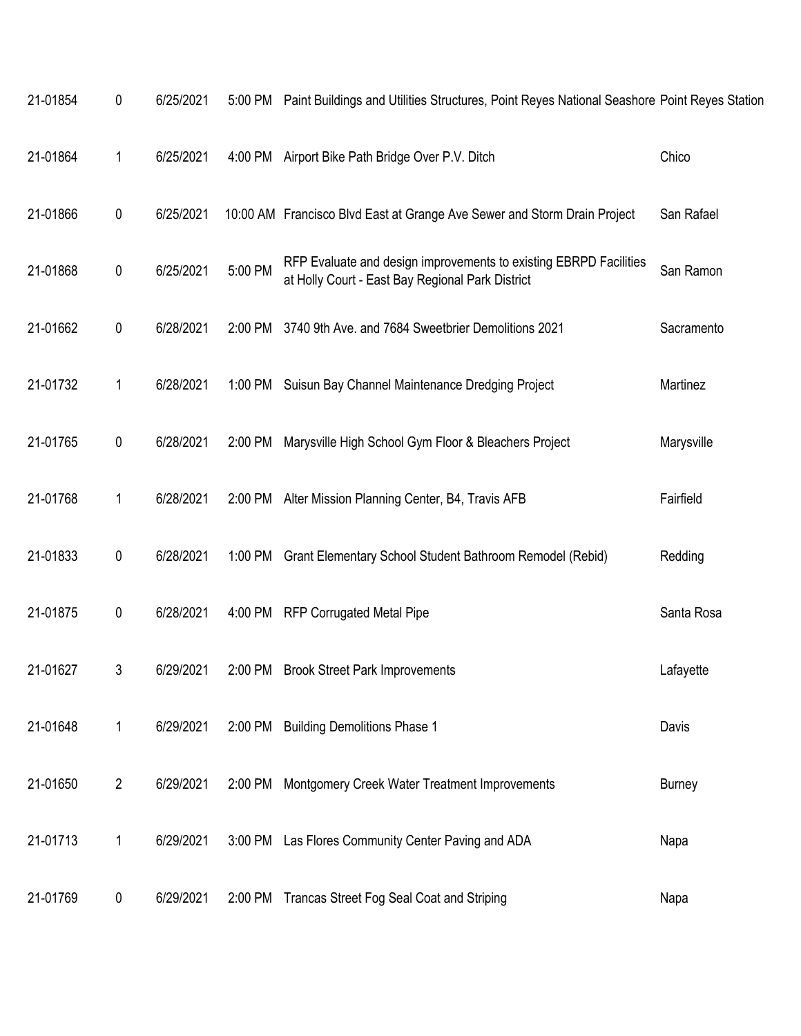| | | | | | |
|---|---|---|---|---|---|
| 21-01854 | 0 | 6/25/2021 | 5:00 PM | Paint Buildings and Utilities Structures, Point Reyes National Seashore | Point Reyes Station |
| 21-01864 | 1 | 6/25/2021 | 4:00 PM | Airport Bike Path Bridge Over P.V. Ditch | Chico |
| 21-01866 | 0 | 6/25/2021 | 10:00 AM | Francisco Blvd East at Grange Ave Sewer and Storm Drain Project | San Rafael |
| 21-01868 | 0 | 6/25/2021 | 5:00 PM | RFP Evaluate and design improvements to existing EBRPD Facilities at Holly Court - East Bay Regional Park District | San Ramon |
| 21-01662 | 0 | 6/28/2021 | 2:00 PM | 3740 9th Ave. and 7684 Sweetbrier Demolitions 2021 | Sacramento |
| 21-01732 | 1 | 6/28/2021 | 1:00 PM | Suisun Bay Channel Maintenance Dredging Project | Martinez |
| 21-01765 | 0 | 6/28/2021 | 2:00 PM | Marysville High School Gym Floor & Bleachers Project | Marysville |
| 21-01768 | 1 | 6/28/2021 | 2:00 PM | Alter Mission Planning Center, B4, Travis AFB | Fairfield |
| 21-01833 | 0 | 6/28/2021 | 1:00 PM | Grant Elementary School Student Bathroom Remodel (Rebid) | Redding |
| 21-01875 | 0 | 6/28/2021 | 4:00 PM | RFP Corrugated Metal Pipe | Santa Rosa |
| 21-01627 | 3 | 6/29/2021 | 2:00 PM | Brook Street Park Improvements | Lafayette |
| 21-01648 | 1 | 6/29/2021 | 2:00 PM | Building Demolitions Phase 1 | Davis |
| 21-01650 | 2 | 6/29/2021 | 2:00 PM | Montgomery Creek Water Treatment Improvements | Burney |
| 21-01713 | 1 | 6/29/2021 | 3:00 PM | Las Flores Community Center Paving and ADA | Napa |
| 21-01769 | 0 | 6/29/2021 | 2:00 PM | Trancas Street Fog Seal Coat and Striping | Napa |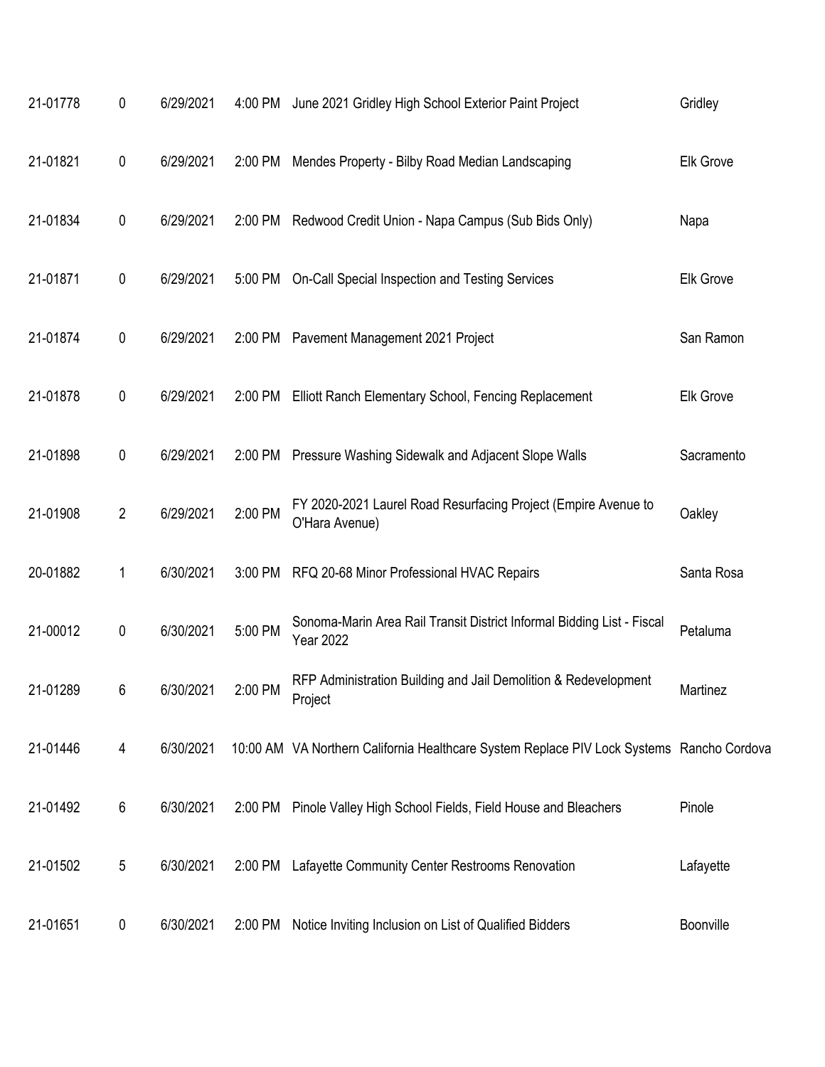| | | | | | |
|---|---|---|---|---|---|
| 21-01778 | 0 | 6/29/2021 | 4:00 PM | June 2021 Gridley High School Exterior Paint Project | Gridley |
| 21-01821 | 0 | 6/29/2021 | 2:00 PM | Mendes Property - Bilby Road Median Landscaping | Elk Grove |
| 21-01834 | 0 | 6/29/2021 | 2:00 PM | Redwood Credit Union - Napa Campus (Sub Bids Only) | Napa |
| 21-01871 | 0 | 6/29/2021 | 5:00 PM | On-Call Special Inspection and Testing Services | Elk Grove |
| 21-01874 | 0 | 6/29/2021 | 2:00 PM | Pavement Management 2021 Project | San Ramon |
| 21-01878 | 0 | 6/29/2021 | 2:00 PM | Elliott Ranch Elementary School, Fencing Replacement | Elk Grove |
| 21-01898 | 0 | 6/29/2021 | 2:00 PM | Pressure Washing Sidewalk and Adjacent Slope Walls | Sacramento |
| 21-01908 | 2 | 6/29/2021 | 2:00 PM | FY 2020-2021 Laurel Road Resurfacing Project (Empire Avenue to O'Hara Avenue) | Oakley |
| 20-01882 | 1 | 6/30/2021 | 3:00 PM | RFQ 20-68 Minor Professional HVAC Repairs | Santa Rosa |
| 21-00012 | 0 | 6/30/2021 | 5:00 PM | Sonoma-Marin Area Rail Transit District Informal Bidding List - Fiscal Year 2022 | Petaluma |
| 21-01289 | 6 | 6/30/2021 | 2:00 PM | RFP Administration Building and Jail Demolition & Redevelopment Project | Martinez |
| 21-01446 | 4 | 6/30/2021 | 10:00 AM | VA Northern California Healthcare System Replace PIV Lock Systems | Rancho Cordova |
| 21-01492 | 6 | 6/30/2021 | 2:00 PM | Pinole Valley High School Fields, Field House and Bleachers | Pinole |
| 21-01502 | 5 | 6/30/2021 | 2:00 PM | Lafayette Community Center Restrooms Renovation | Lafayette |
| 21-01651 | 0 | 6/30/2021 | 2:00 PM | Notice Inviting Inclusion on List of Qualified Bidders | Boonville |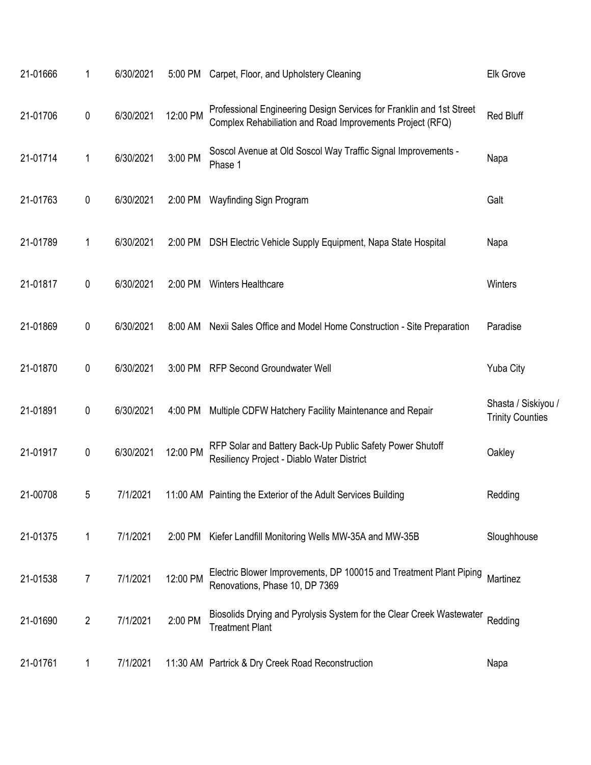| | | | | | |
|---|---|---|---|---|---|
| 21-01666 | 1 | 6/30/2021 | 5:00 PM | Carpet, Floor, and Upholstery Cleaning | Elk Grove |
| 21-01706 | 0 | 6/30/2021 | 12:00 PM | Professional Engineering Design Services for Franklin and 1st Street Complex Rehabiliation and Road Improvements Project (RFQ) | Red Bluff |
| 21-01714 | 1 | 6/30/2021 | 3:00 PM | Soscol Avenue at Old Soscol Way Traffic Signal Improvements - Phase 1 | Napa |
| 21-01763 | 0 | 6/30/2021 | 2:00 PM | Wayfinding Sign Program | Galt |
| 21-01789 | 1 | 6/30/2021 | 2:00 PM | DSH Electric Vehicle Supply Equipment, Napa State Hospital | Napa |
| 21-01817 | 0 | 6/30/2021 | 2:00 PM | Winters Healthcare | Winters |
| 21-01869 | 0 | 6/30/2021 | 8:00 AM | Nexii Sales Office and Model Home Construction - Site Preparation | Paradise |
| 21-01870 | 0 | 6/30/2021 | 3:00 PM | RFP Second Groundwater Well | Yuba City |
| 21-01891 | 0 | 6/30/2021 | 4:00 PM | Multiple CDFW Hatchery Facility Maintenance and Repair | Shasta / Siskiyou / Trinity Counties |
| 21-01917 | 0 | 6/30/2021 | 12:00 PM | RFP Solar and Battery Back-Up Public Safety Power Shutoff Resiliency Project - Diablo Water District | Oakley |
| 21-00708 | 5 | 7/1/2021 | 11:00 AM | Painting the Exterior of the Adult Services Building | Redding |
| 21-01375 | 1 | 7/1/2021 | 2:00 PM | Kiefer Landfill Monitoring Wells MW-35A and MW-35B | Sloughhouse |
| 21-01538 | 7 | 7/1/2021 | 12:00 PM | Electric Blower Improvements, DP 100015 and Treatment Plant Piping Renovations, Phase 10, DP 7369 | Martinez |
| 21-01690 | 2 | 7/1/2021 | 2:00 PM | Biosolids Drying and Pyrolysis System for the Clear Creek Wastewater Treatment Plant | Redding |
| 21-01761 | 1 | 7/1/2021 | 11:30 AM | Partrick & Dry Creek Road Reconstruction | Napa |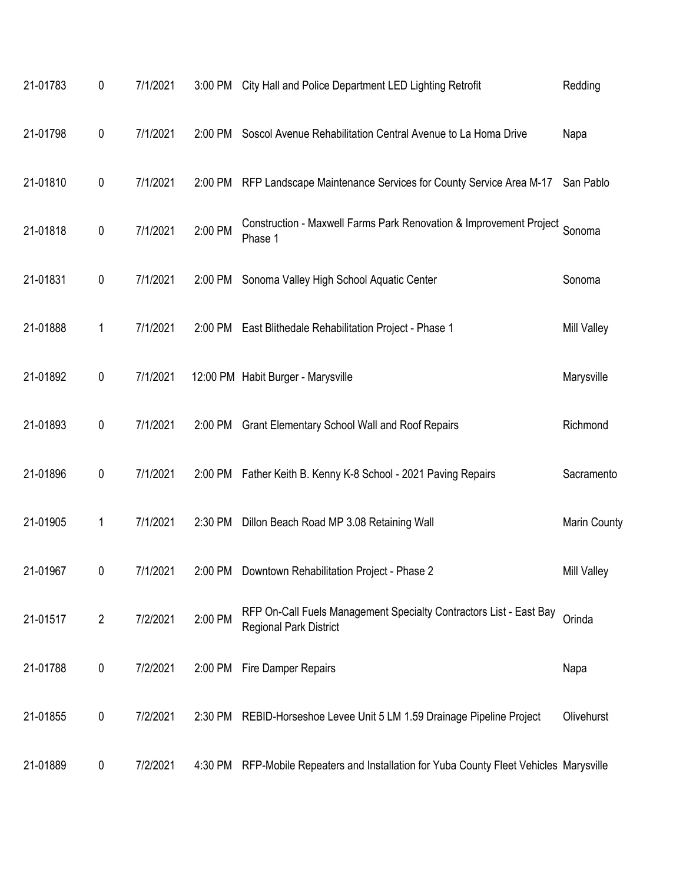| | | | | | |
|---|---|---|---|---|---|
| 21-01783 | 0 | 7/1/2021 | 3:00 PM | City Hall and Police Department LED Lighting Retrofit | Redding |
| 21-01798 | 0 | 7/1/2021 | 2:00 PM | Soscol Avenue Rehabilitation Central Avenue to La Homa Drive | Napa |
| 21-01810 | 0 | 7/1/2021 | 2:00 PM | RFP Landscape Maintenance Services for County Service Area M-17 | San Pablo |
| 21-01818 | 0 | 7/1/2021 | 2:00 PM | Construction - Maxwell Farms Park Renovation & Improvement Project Phase 1 | Sonoma |
| 21-01831 | 0 | 7/1/2021 | 2:00 PM | Sonoma Valley High School Aquatic Center | Sonoma |
| 21-01888 | 1 | 7/1/2021 | 2:00 PM | East Blithedale Rehabilitation Project - Phase 1 | Mill Valley |
| 21-01892 | 0 | 7/1/2021 | 12:00 PM | Habit Burger - Marysville | Marysville |
| 21-01893 | 0 | 7/1/2021 | 2:00 PM | Grant Elementary School Wall and Roof Repairs | Richmond |
| 21-01896 | 0 | 7/1/2021 | 2:00 PM | Father Keith B. Kenny K-8 School - 2021 Paving Repairs | Sacramento |
| 21-01905 | 1 | 7/1/2021 | 2:30 PM | Dillon Beach Road MP 3.08 Retaining Wall | Marin County |
| 21-01967 | 0 | 7/1/2021 | 2:00 PM | Downtown Rehabilitation Project - Phase 2 | Mill Valley |
| 21-01517 | 2 | 7/2/2021 | 2:00 PM | RFP On-Call Fuels Management Specialty Contractors List - East Bay Regional Park District | Orinda |
| 21-01788 | 0 | 7/2/2021 | 2:00 PM | Fire Damper Repairs | Napa |
| 21-01855 | 0 | 7/2/2021 | 2:30 PM | REBID-Horseshoe Levee Unit 5 LM 1.59 Drainage Pipeline Project | Olivehurst |
| 21-01889 | 0 | 7/2/2021 | 4:30 PM | RFP-Mobile Repeaters and Installation for Yuba County Fleet Vehicles | Marysville |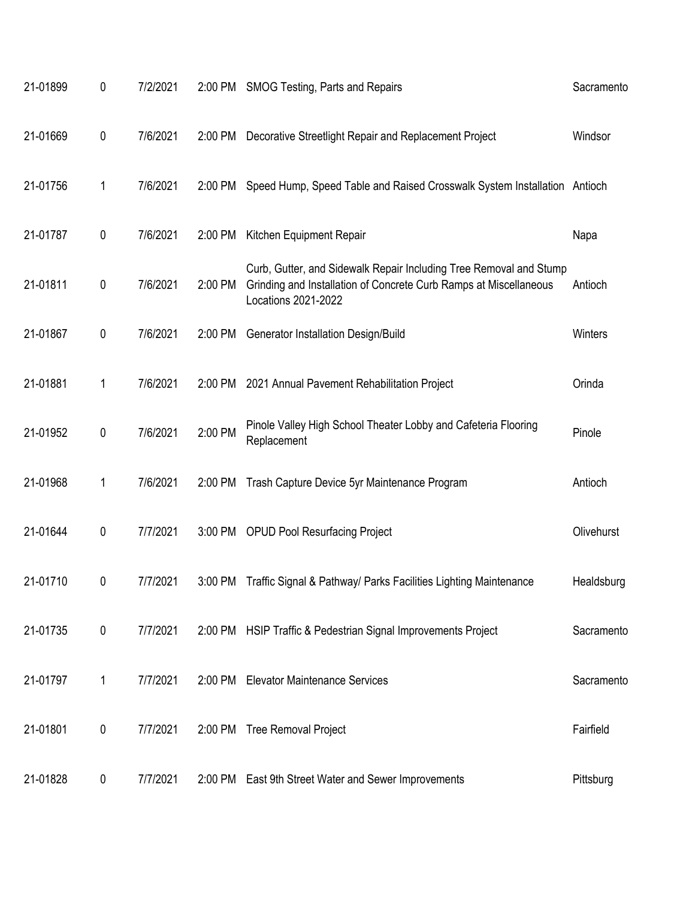| | | | | | |
|---|---|---|---|---|---|
| 21-01899 | 0 | 7/2/2021 | 2:00 PM | SMOG Testing, Parts and Repairs | Sacramento |
| 21-01669 | 0 | 7/6/2021 | 2:00 PM | Decorative Streetlight Repair and Replacement Project | Windsor |
| 21-01756 | 1 | 7/6/2021 | 2:00 PM | Speed Hump, Speed Table and Raised Crosswalk System Installation | Antioch |
| 21-01787 | 0 | 7/6/2021 | 2:00 PM | Kitchen Equipment Repair | Napa |
| 21-01811 | 0 | 7/6/2021 | 2:00 PM | Curb, Gutter, and Sidewalk Repair Including Tree Removal and Stump Grinding and Installation of Concrete Curb Ramps at Miscellaneous Locations 2021-2022 | Antioch |
| 21-01867 | 0 | 7/6/2021 | 2:00 PM | Generator Installation Design/Build | Winters |
| 21-01881 | 1 | 7/6/2021 | 2:00 PM | 2021 Annual Pavement Rehabilitation Project | Orinda |
| 21-01952 | 0 | 7/6/2021 | 2:00 PM | Pinole Valley High School Theater Lobby and Cafeteria Flooring Replacement | Pinole |
| 21-01968 | 1 | 7/6/2021 | 2:00 PM | Trash Capture Device 5yr Maintenance Program | Antioch |
| 21-01644 | 0 | 7/7/2021 | 3:00 PM | OPUD Pool Resurfacing Project | Olivehurst |
| 21-01710 | 0 | 7/7/2021 | 3:00 PM | Traffic Signal & Pathway/ Parks Facilities Lighting Maintenance | Healdsburg |
| 21-01735 | 0 | 7/7/2021 | 2:00 PM | HSIP Traffic & Pedestrian Signal Improvements Project | Sacramento |
| 21-01797 | 1 | 7/7/2021 | 2:00 PM | Elevator Maintenance Services | Sacramento |
| 21-01801 | 0 | 7/7/2021 | 2:00 PM | Tree Removal Project | Fairfield |
| 21-01828 | 0 | 7/7/2021 | 2:00 PM | East 9th Street Water and Sewer Improvements | Pittsburg |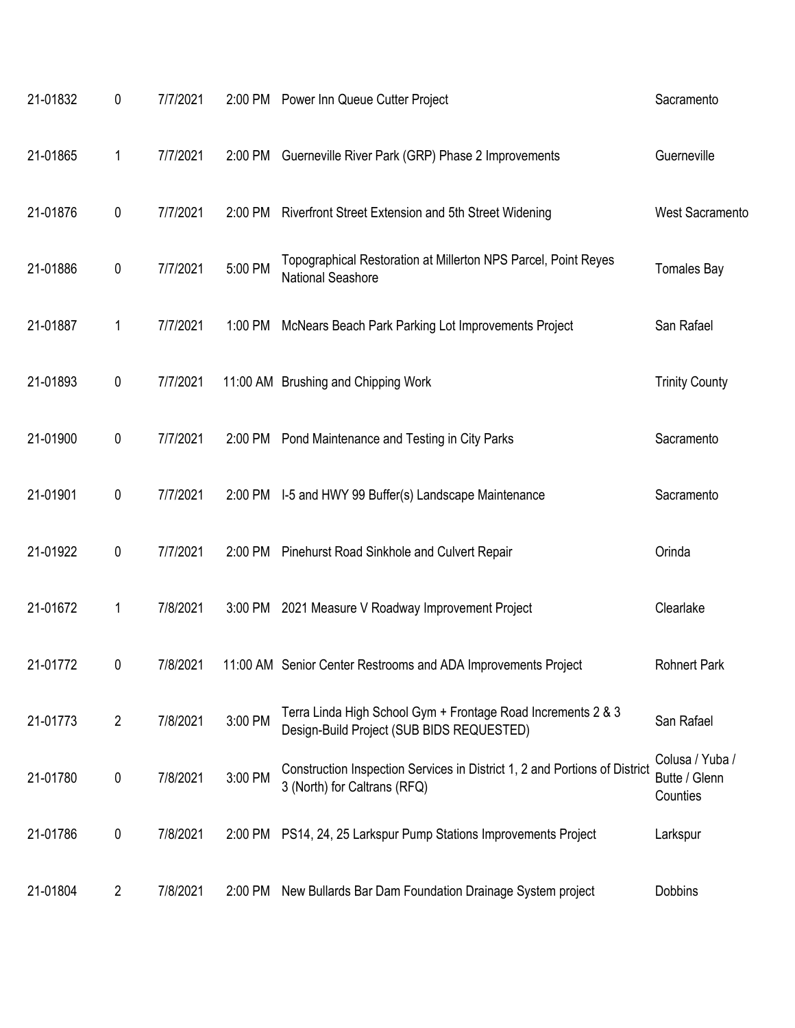| | | | | | |
|---|---|---|---|---|---|
| 21-01832 | 0 | 7/7/2021 | 2:00 PM | Power Inn Queue Cutter Project | Sacramento |
| 21-01865 | 1 | 7/7/2021 | 2:00 PM | Guerneville River Park (GRP) Phase 2 Improvements | Guerneville |
| 21-01876 | 0 | 7/7/2021 | 2:00 PM | Riverfront Street Extension and 5th Street Widening | West Sacramento |
| 21-01886 | 0 | 7/7/2021 | 5:00 PM | Topographical Restoration at Millerton NPS Parcel, Point Reyes National Seashore | Tomales Bay |
| 21-01887 | 1 | 7/7/2021 | 1:00 PM | McNears Beach Park Parking Lot Improvements Project | San Rafael |
| 21-01893 | 0 | 7/7/2021 | 11:00 AM | Brushing and Chipping Work | Trinity County |
| 21-01900 | 0 | 7/7/2021 | 2:00 PM | Pond Maintenance and Testing in City Parks | Sacramento |
| 21-01901 | 0 | 7/7/2021 | 2:00 PM | I-5 and HWY 99 Buffer(s) Landscape Maintenance | Sacramento |
| 21-01922 | 0 | 7/7/2021 | 2:00 PM | Pinehurst Road Sinkhole and Culvert Repair | Orinda |
| 21-01672 | 1 | 7/8/2021 | 3:00 PM | 2021 Measure V Roadway Improvement Project | Clearlake |
| 21-01772 | 0 | 7/8/2021 | 11:00 AM | Senior Center Restrooms and ADA Improvements Project | Rohnert Park |
| 21-01773 | 2 | 7/8/2021 | 3:00 PM | Terra Linda High School Gym + Frontage Road Increments 2 & 3 Design-Build Project (SUB BIDS REQUESTED) | San Rafael |
| 21-01780 | 0 | 7/8/2021 | 3:00 PM | Construction Inspection Services in District 1, 2 and Portions of District 3 (North) for Caltrans (RFQ) | Colusa / Yuba / Butte / Glenn Counties |
| 21-01786 | 0 | 7/8/2021 | 2:00 PM | PS14, 24, 25 Larkspur Pump Stations Improvements Project | Larkspur |
| 21-01804 | 2 | 7/8/2021 | 2:00 PM | New Bullards Bar Dam Foundation Drainage System project | Dobbins |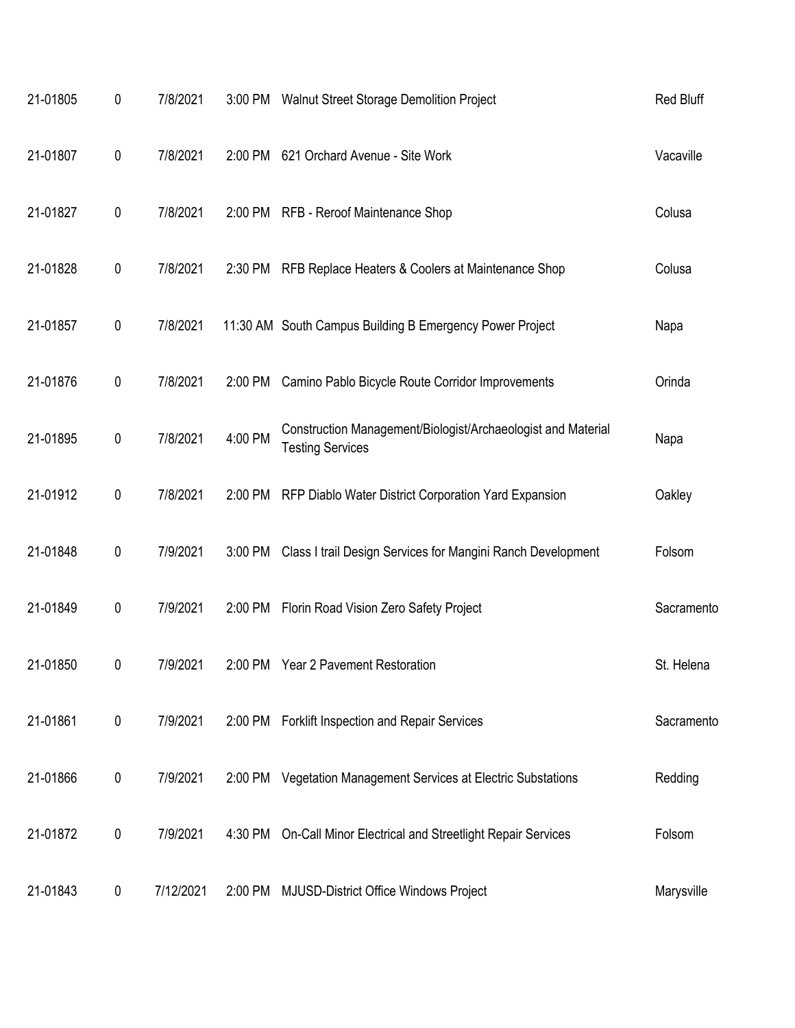| | | | | | |
|---|---|---|---|---|---|
| 21-01805 | 0 | 7/8/2021 | 3:00 PM | Walnut Street Storage Demolition Project | Red Bluff |
| 21-01807 | 0 | 7/8/2021 | 2:00 PM | 621 Orchard Avenue - Site Work | Vacaville |
| 21-01827 | 0 | 7/8/2021 | 2:00 PM | RFB - Reroof Maintenance Shop | Colusa |
| 21-01828 | 0 | 7/8/2021 | 2:30 PM | RFB Replace Heaters & Coolers at Maintenance Shop | Colusa |
| 21-01857 | 0 | 7/8/2021 | 11:30 AM | South Campus Building B Emergency Power Project | Napa |
| 21-01876 | 0 | 7/8/2021 | 2:00 PM | Camino Pablo Bicycle Route Corridor Improvements | Orinda |
| 21-01895 | 0 | 7/8/2021 | 4:00 PM | Construction Management/Biologist/Archaeologist and Material Testing Services | Napa |
| 21-01912 | 0 | 7/8/2021 | 2:00 PM | RFP Diablo Water District Corporation Yard Expansion | Oakley |
| 21-01848 | 0 | 7/9/2021 | 3:00 PM | Class I trail Design Services for Mangini Ranch Development | Folsom |
| 21-01849 | 0 | 7/9/2021 | 2:00 PM | Florin Road Vision Zero Safety Project | Sacramento |
| 21-01850 | 0 | 7/9/2021 | 2:00 PM | Year 2 Pavement Restoration | St. Helena |
| 21-01861 | 0 | 7/9/2021 | 2:00 PM | Forklift Inspection and Repair Services | Sacramento |
| 21-01866 | 0 | 7/9/2021 | 2:00 PM | Vegetation Management Services at Electric Substations | Redding |
| 21-01872 | 0 | 7/9/2021 | 4:30 PM | On-Call Minor Electrical and Streetlight Repair Services | Folsom |
| 21-01843 | 0 | 7/12/2021 | 2:00 PM | MJUSD-District Office Windows Project | Marysville |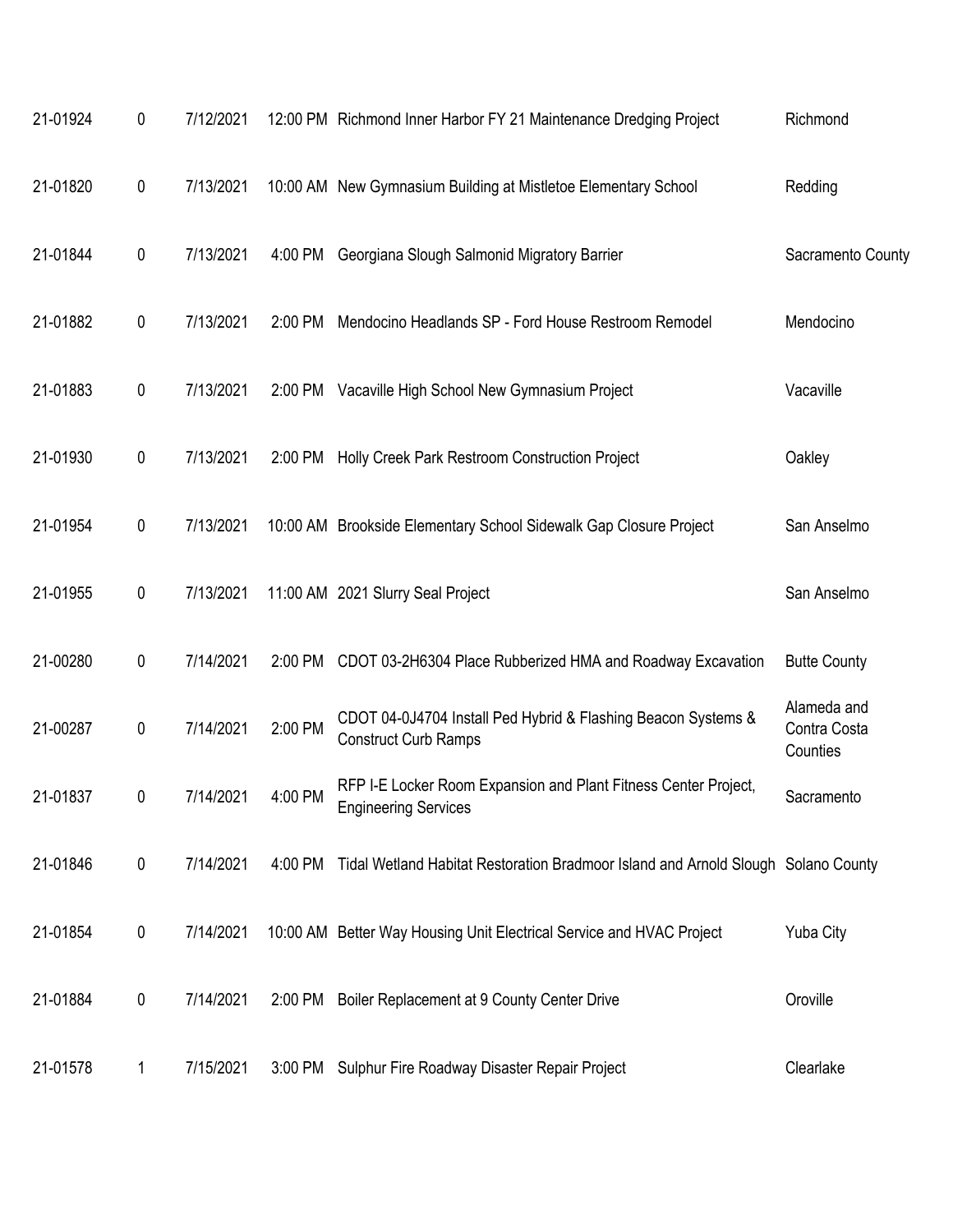| | | | | | |
|---|---|---|---|---|---|
| 21-01924 | 0 | 7/12/2021 | 12:00 PM | Richmond Inner Harbor FY 21 Maintenance Dredging Project | Richmond |
| 21-01820 | 0 | 7/13/2021 | 10:00 AM | New Gymnasium Building at Mistletoe Elementary School | Redding |
| 21-01844 | 0 | 7/13/2021 | 4:00 PM | Georgiana Slough Salmonid Migratory Barrier | Sacramento County |
| 21-01882 | 0 | 7/13/2021 | 2:00 PM | Mendocino Headlands SP - Ford House Restroom Remodel | Mendocino |
| 21-01883 | 0 | 7/13/2021 | 2:00 PM | Vacaville High School New Gymnasium Project | Vacaville |
| 21-01930 | 0 | 7/13/2021 | 2:00 PM | Holly Creek Park Restroom Construction Project | Oakley |
| 21-01954 | 0 | 7/13/2021 | 10:00 AM | Brookside Elementary School Sidewalk Gap Closure Project | San Anselmo |
| 21-01955 | 0 | 7/13/2021 | 11:00 AM | 2021 Slurry Seal Project | San Anselmo |
| 21-00280 | 0 | 7/14/2021 | 2:00 PM | CDOT 03-2H6304 Place Rubberized HMA and Roadway Excavation | Butte County |
| 21-00287 | 0 | 7/14/2021 | 2:00 PM | CDOT 04-0J4704 Install Ped Hybrid & Flashing Beacon Systems & Construct Curb Ramps | Alameda and Contra Costa Counties |
| 21-01837 | 0 | 7/14/2021 | 4:00 PM | RFP I-E Locker Room Expansion and Plant Fitness Center Project, Engineering Services | Sacramento |
| 21-01846 | 0 | 7/14/2021 | 4:00 PM | Tidal Wetland Habitat Restoration Bradmoor Island and Arnold Slough | Solano County |
| 21-01854 | 0 | 7/14/2021 | 10:00 AM | Better Way Housing Unit Electrical Service and HVAC Project | Yuba City |
| 21-01884 | 0 | 7/14/2021 | 2:00 PM | Boiler Replacement at 9 County Center Drive | Oroville |
| 21-01578 | 1 | 7/15/2021 | 3:00 PM | Sulphur Fire Roadway Disaster Repair Project | Clearlake |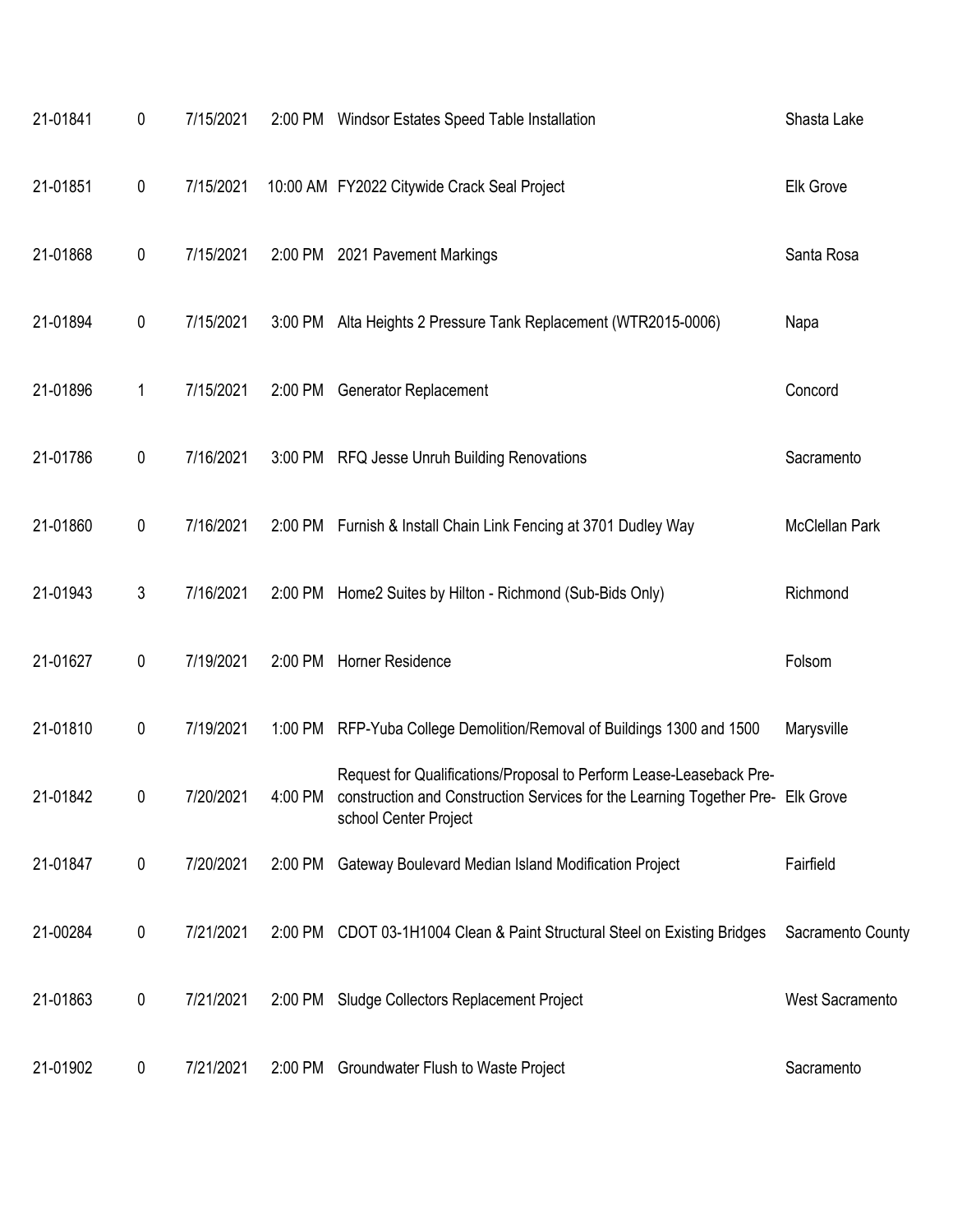| | | | | | |
|---|---|---|---|---|---|
| 21-01841 | 0 | 7/15/2021 | 2:00 PM | Windsor Estates Speed Table Installation | Shasta Lake |
| 21-01851 | 0 | 7/15/2021 | 10:00 AM | FY2022 Citywide Crack Seal Project | Elk Grove |
| 21-01868 | 0 | 7/15/2021 | 2:00 PM | 2021 Pavement Markings | Santa Rosa |
| 21-01894 | 0 | 7/15/2021 | 3:00 PM | Alta Heights 2 Pressure Tank Replacement (WTR2015-0006) | Napa |
| 21-01896 | 1 | 7/15/2021 | 2:00 PM | Generator Replacement | Concord |
| 21-01786 | 0 | 7/16/2021 | 3:00 PM | RFQ Jesse Unruh Building Renovations | Sacramento |
| 21-01860 | 0 | 7/16/2021 | 2:00 PM | Furnish & Install Chain Link Fencing at 3701 Dudley Way | McClellan Park |
| 21-01943 | 3 | 7/16/2021 | 2:00 PM | Home2 Suites by Hilton - Richmond (Sub-Bids Only) | Richmond |
| 21-01627 | 0 | 7/19/2021 | 2:00 PM | Horner Residence | Folsom |
| 21-01810 | 0 | 7/19/2021 | 1:00 PM | RFP-Yuba College Demolition/Removal of Buildings 1300 and 1500 | Marysville |
| 21-01842 | 0 | 7/20/2021 | 4:00 PM | Request for Qualifications/Proposal to Perform Lease-Leaseback Pre-construction and Construction Services for the Learning Together Pre-school Center Project | Elk Grove |
| 21-01847 | 0 | 7/20/2021 | 2:00 PM | Gateway Boulevard Median Island Modification Project | Fairfield |
| 21-00284 | 0 | 7/21/2021 | 2:00 PM | CDOT 03-1H1004 Clean & Paint Structural Steel on Existing Bridges | Sacramento County |
| 21-01863 | 0 | 7/21/2021 | 2:00 PM | Sludge Collectors Replacement Project | West Sacramento |
| 21-01902 | 0 | 7/21/2021 | 2:00 PM | Groundwater Flush to Waste Project | Sacramento |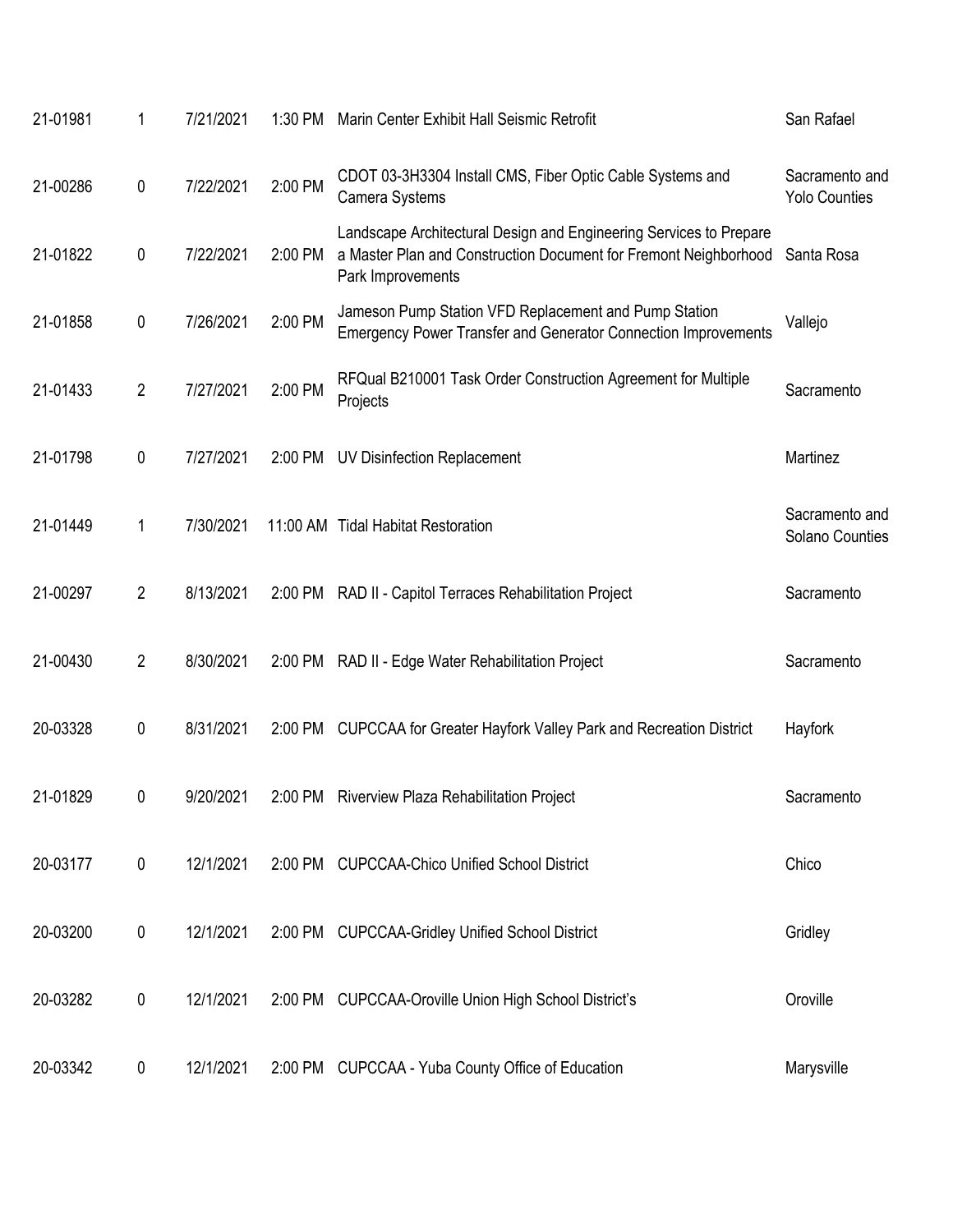| | | | | | |
|---|---|---|---|---|---|
| 21-01981 | 1 | 7/21/2021 | 1:30 PM | Marin Center Exhibit Hall Seismic Retrofit | San Rafael |
| 21-00286 | 0 | 7/22/2021 | 2:00 PM | CDOT 03-3H3304 Install CMS, Fiber Optic Cable Systems and Camera Systems | Sacramento and Yolo Counties |
| 21-01822 | 0 | 7/22/2021 | 2:00 PM | Landscape Architectural Design and Engineering Services to Prepare a Master Plan and Construction Document for Fremont Neighborhood Park Improvements | Santa Rosa |
| 21-01858 | 0 | 7/26/2021 | 2:00 PM | Jameson Pump Station VFD Replacement and Pump Station Emergency Power Transfer and Generator Connection Improvements | Vallejo |
| 21-01433 | 2 | 7/27/2021 | 2:00 PM | RFQual B210001 Task Order Construction Agreement for Multiple Projects | Sacramento |
| 21-01798 | 0 | 7/27/2021 | 2:00 PM | UV Disinfection Replacement | Martinez |
| 21-01449 | 1 | 7/30/2021 | 11:00 AM | Tidal Habitat Restoration | Sacramento and Solano Counties |
| 21-00297 | 2 | 8/13/2021 | 2:00 PM | RAD II - Capitol Terraces Rehabilitation Project | Sacramento |
| 21-00430 | 2 | 8/30/2021 | 2:00 PM | RAD II - Edge Water Rehabilitation Project | Sacramento |
| 20-03328 | 0 | 8/31/2021 | 2:00 PM | CUPCCAA for Greater Hayfork Valley Park and Recreation District | Hayfork |
| 21-01829 | 0 | 9/20/2021 | 2:00 PM | Riverview Plaza Rehabilitation Project | Sacramento |
| 20-03177 | 0 | 12/1/2021 | 2:00 PM | CUPCCAA-Chico Unified School District | Chico |
| 20-03200 | 0 | 12/1/2021 | 2:00 PM | CUPCCAA-Gridley Unified School District | Gridley |
| 20-03282 | 0 | 12/1/2021 | 2:00 PM | CUPCCAA-Oroville Union High School District's | Oroville |
| 20-03342 | 0 | 12/1/2021 | 2:00 PM | CUPCCAA - Yuba County Office of Education | Marysville |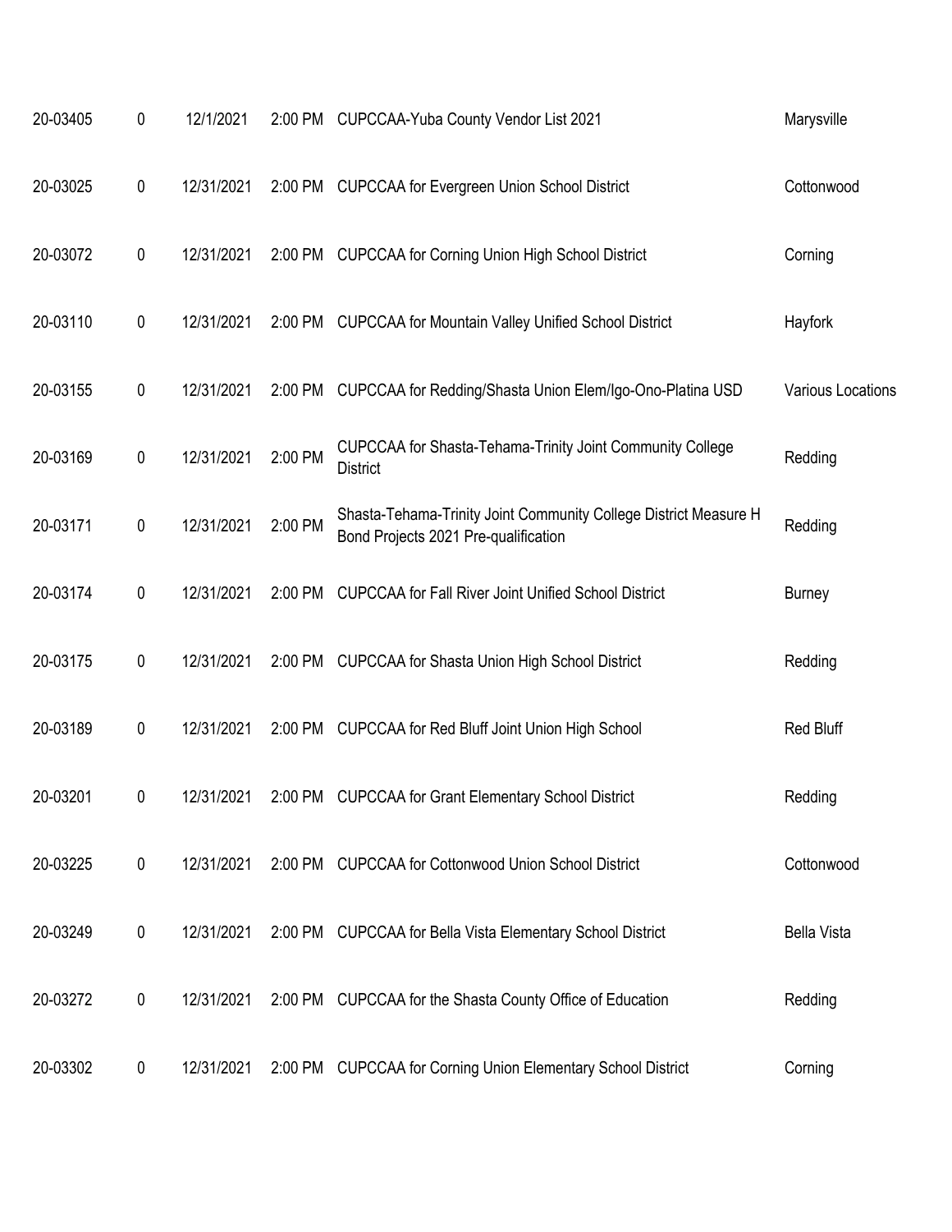| | | | | | |
|---|---|---|---|---|---|
| 20-03405 | 0 | 12/1/2021 | 2:00 PM | CUPCCAA-Yuba County Vendor List 2021 | Marysville |
| 20-03025 | 0 | 12/31/2021 | 2:00 PM | CUPCCAA for Evergreen Union School District | Cottonwood |
| 20-03072 | 0 | 12/31/2021 | 2:00 PM | CUPCCAA for Corning Union High School District | Corning |
| 20-03110 | 0 | 12/31/2021 | 2:00 PM | CUPCCAA for Mountain Valley Unified School District | Hayfork |
| 20-03155 | 0 | 12/31/2021 | 2:00 PM | CUPCCAA for Redding/Shasta Union Elem/Igo-Ono-Platina USD | Various Locations |
| 20-03169 | 0 | 12/31/2021 | 2:00 PM | CUPCCAA for Shasta-Tehama-Trinity Joint Community College District | Redding |
| 20-03171 | 0 | 12/31/2021 | 2:00 PM | Shasta-Tehama-Trinity Joint Community College District Measure H Bond Projects 2021 Pre-qualification | Redding |
| 20-03174 | 0 | 12/31/2021 | 2:00 PM | CUPCCAA for Fall River Joint Unified School District | Burney |
| 20-03175 | 0 | 12/31/2021 | 2:00 PM | CUPCCAA for Shasta Union High School District | Redding |
| 20-03189 | 0 | 12/31/2021 | 2:00 PM | CUPCCAA for Red Bluff Joint Union High School | Red Bluff |
| 20-03201 | 0 | 12/31/2021 | 2:00 PM | CUPCCAA for Grant Elementary School District | Redding |
| 20-03225 | 0 | 12/31/2021 | 2:00 PM | CUPCCAA for Cottonwood Union School District | Cottonwood |
| 20-03249 | 0 | 12/31/2021 | 2:00 PM | CUPCCAA for Bella Vista Elementary School District | Bella Vista |
| 20-03272 | 0 | 12/31/2021 | 2:00 PM | CUPCCAA for the Shasta County Office of Education | Redding |
| 20-03302 | 0 | 12/31/2021 | 2:00 PM | CUPCCAA for Corning Union Elementary School District | Corning |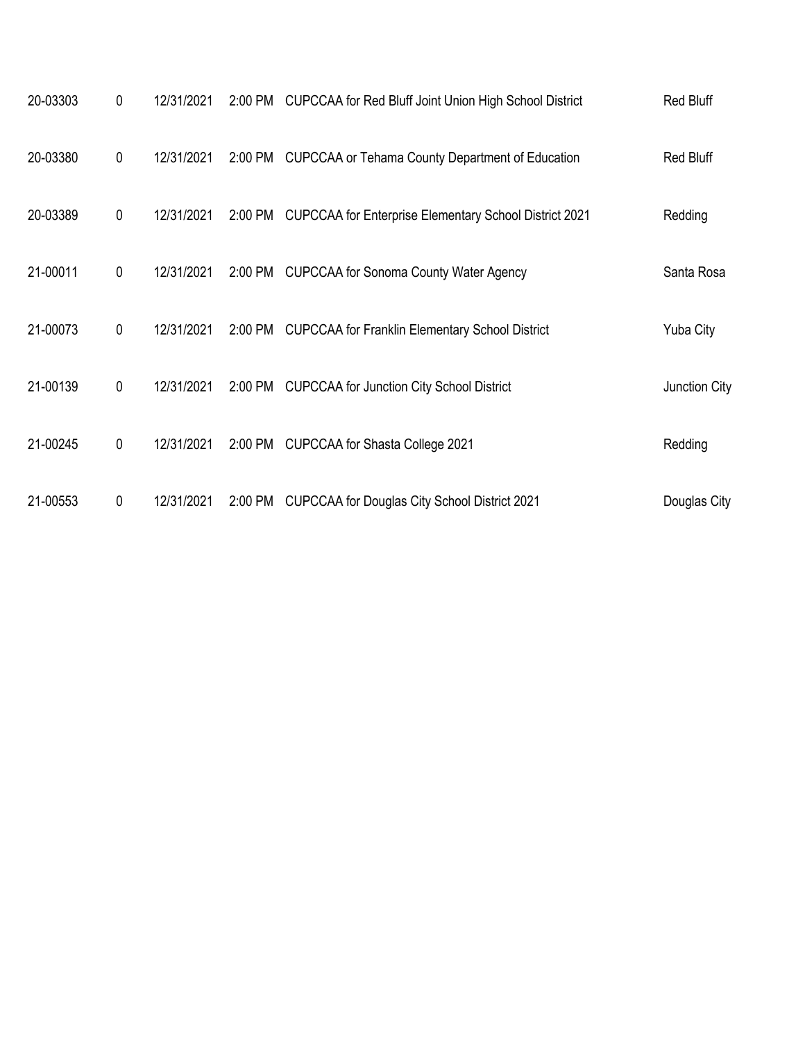| | | | | | |
|---|---|---|---|---|---|
| 20-03303 | 0 | 12/31/2021 | 2:00 PM | CUPCCAA for Red Bluff Joint Union High School District | Red Bluff |
| 20-03380 | 0 | 12/31/2021 | 2:00 PM | CUPCCAA or Tehama County Department of Education | Red Bluff |
| 20-03389 | 0 | 12/31/2021 | 2:00 PM | CUPCCAA for Enterprise Elementary School District 2021 | Redding |
| 21-00011 | 0 | 12/31/2021 | 2:00 PM | CUPCCAA for Sonoma County Water Agency | Santa Rosa |
| 21-00073 | 0 | 12/31/2021 | 2:00 PM | CUPCCAA for Franklin Elementary School District | Yuba City |
| 21-00139 | 0 | 12/31/2021 | 2:00 PM | CUPCCAA for Junction City School District | Junction City |
| 21-00245 | 0 | 12/31/2021 | 2:00 PM | CUPCCAA for Shasta College 2021 | Redding |
| 21-00553 | 0 | 12/31/2021 | 2:00 PM | CUPCCAA for Douglas City School District 2021 | Douglas City |